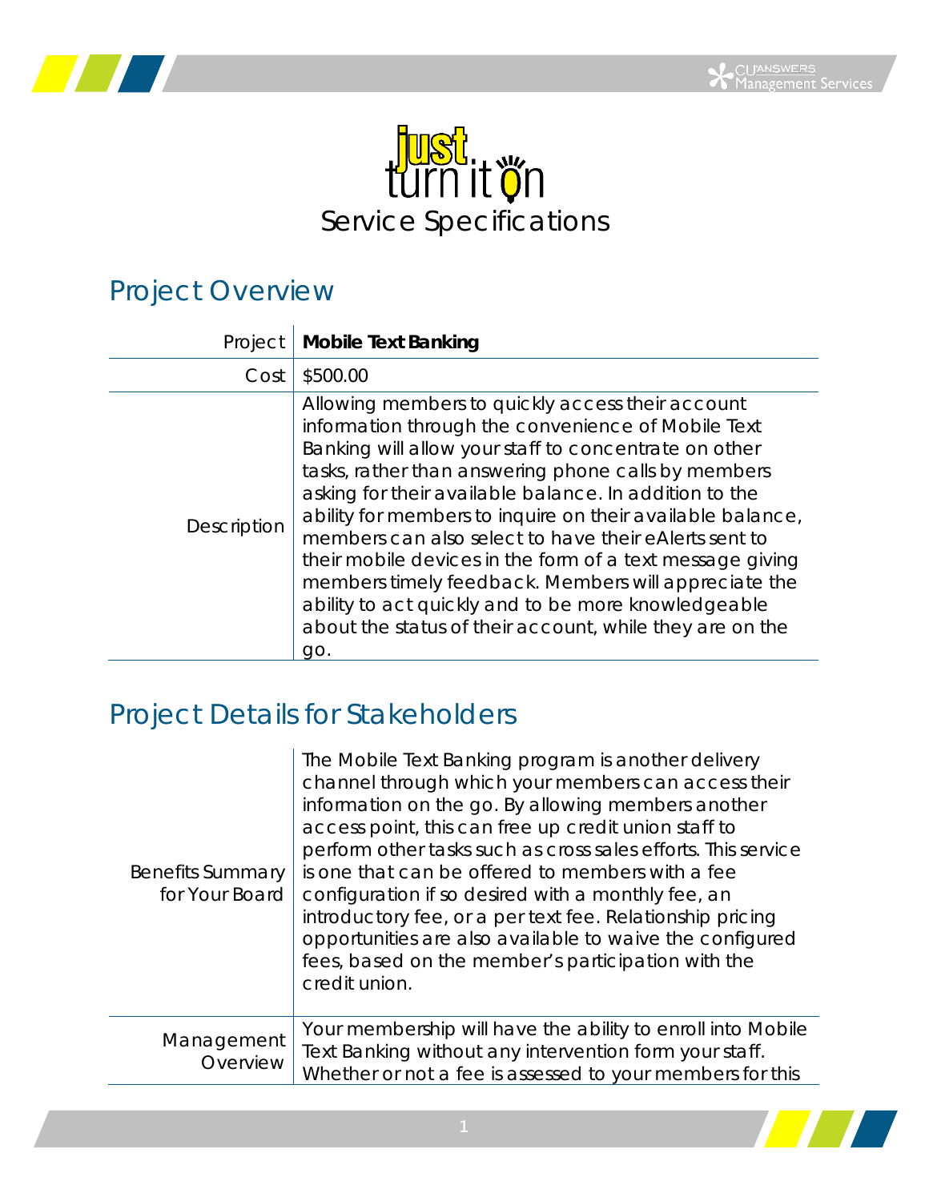# just turn it on

# Service Specifications

## Project Overview

| | |
|---|---|
| Project | **Mobile Text Banking** |
| Cost | $500.00 |
| Description | Allowing members to quickly access their account information through the convenience of Mobile Text Banking will allow your staff to concentrate on other tasks, rather than answering phone calls by members asking for their available balance. In addition to the ability for members to inquire on their available balance, members can also select to have their eAlerts sent to their mobile devices in the form of a text message giving members timely feedback. Members will appreciate the ability to act quickly and to be more knowledgeable about the status of their account, while they are on the go. |

## Project Details for Stakeholders

| | |
|---|---|
| Benefits Summary for Your Board | The Mobile Text Banking program is another delivery channel through which your members can access their information on the go. By allowing members another access point, this can free up credit union staff to perform other tasks such as cross sales efforts. This service is one that can be offered to members with a fee configuration if so desired with a monthly fee, an introductory fee, or a per text fee. Relationship pricing opportunities are also available to waive the configured fees, based on the member's participation with the credit union. |
| Management Overview | Your membership will have the ability to enroll into Mobile Text Banking without any intervention form your staff. Whether or not a fee is assessed to your members for this |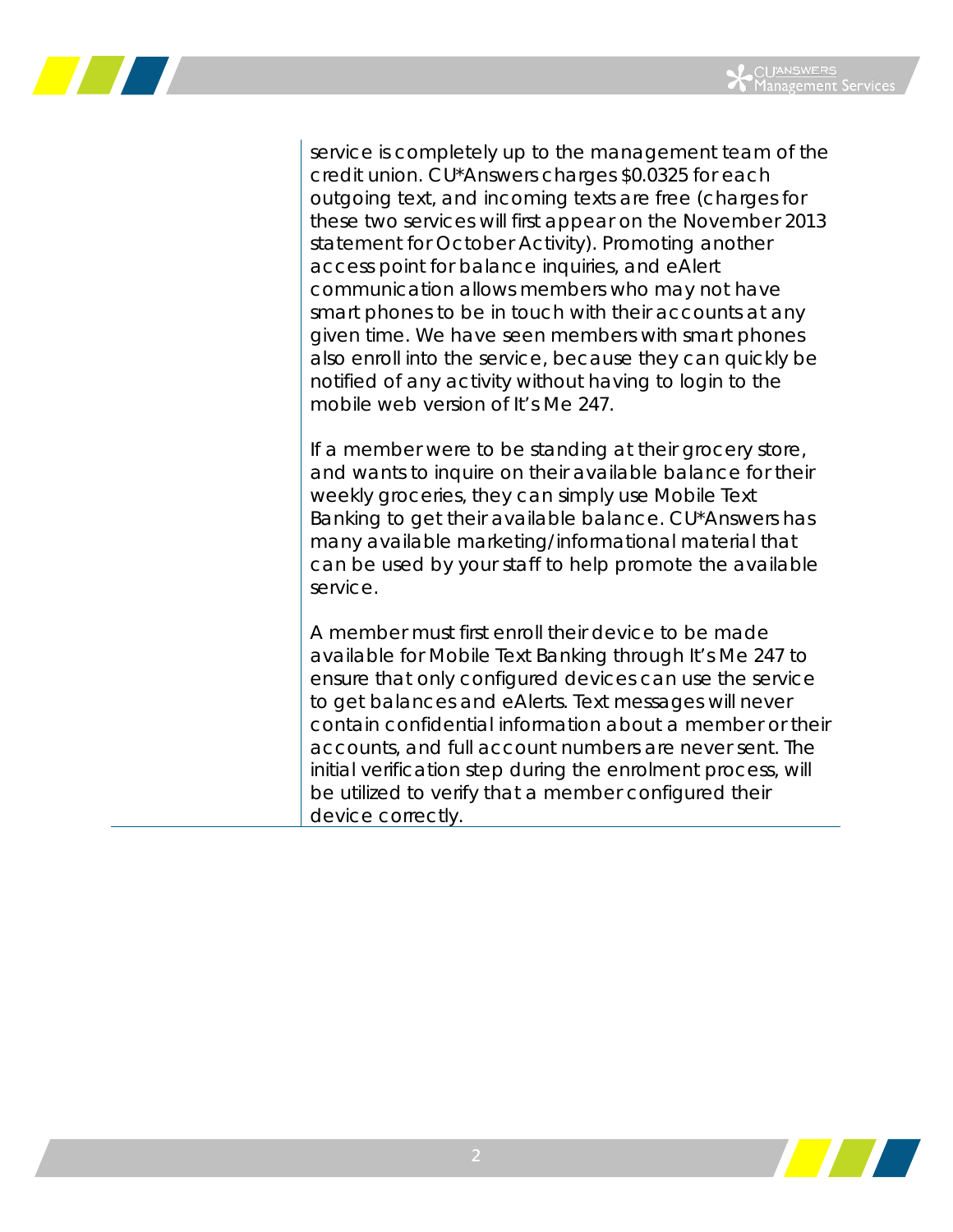service is completely up to the management team of the credit union. CU*Answers charges $0.0325 for each outgoing text, and incoming texts are free (charges for these two services will first appear on the November 2013 statement for October Activity). Promoting another access point for balance inquiries, and eAlert communication allows members who may not have smart phones to be in touch with their accounts at any given time. We have seen members with smart phones also enroll into the service, because they can quickly be notified of any activity without having to login to the mobile web version of It's Me 247.

If a member were to be standing at their grocery store, and wants to inquire on their available balance for their weekly groceries, they can simply use Mobile Text Banking to get their available balance. CU*Answers has many available marketing/informational material that can be used by your staff to help promote the available service.

A member must first enroll their device to be made available for Mobile Text Banking through It's Me 247 to ensure that only configured devices can use the service to get balances and eAlerts. Text messages will never contain confidential information about a member or their accounts, and full account numbers are never sent. The initial verification step during the enrolment process, will be utilized to verify that a member configured their device correctly.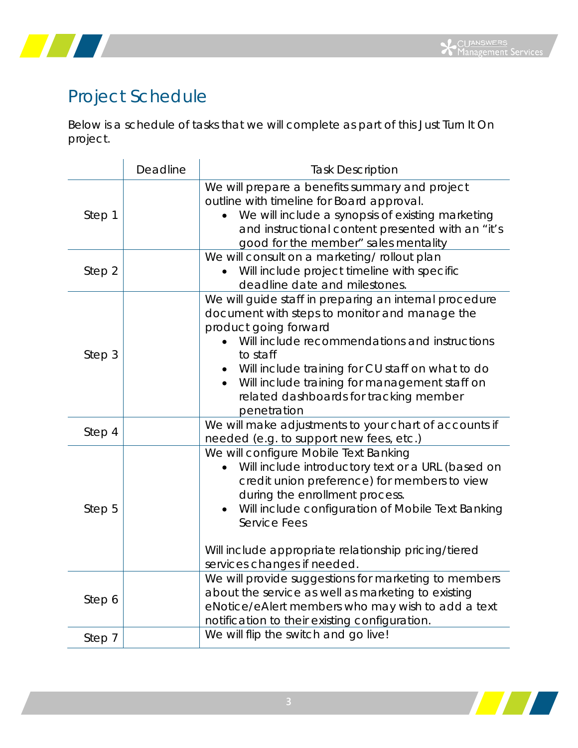# Project Schedule

Below is a schedule of tasks that we will complete as part of this Just Turn It On project.

| | Deadline | Task Description |
|---|---|---|
| Step 1 | | We will prepare a benefits summary and project outline with timeline for Board approval.<br>• We will include a synopsis of existing marketing and instructional content presented with an "it's good for the member" sales mentality |
| Step 2 | | We will consult on a marketing/ rollout plan<br>• Will include project timeline with specific deadline date and milestones. |
| Step 3 | | We will guide staff in preparing an internal procedure document with steps to monitor and manage the product going forward<br>• Will include recommendations and instructions to staff<br>• Will include training for CU staff on what to do<br>• Will include training for management staff on related dashboards for tracking member penetration |
| Step 4 | | We will make adjustments to your chart of accounts if needed (e.g. to support new fees, etc.) |
| Step 5 | | We will configure Mobile Text Banking<br>• Will include introductory text or a URL (based on credit union preference) for members to view during the enrollment process.<br>• Will include configuration of Mobile Text Banking Service Fees<br><br>Will include appropriate relationship pricing/tiered services changes if needed. |
| Step 6 | | We will provide suggestions for marketing to members about the service as well as marketing to existing eNotice/eAlert members who may wish to add a text notification to their existing configuration. |
| Step 7 | | We will flip the switch and go live! |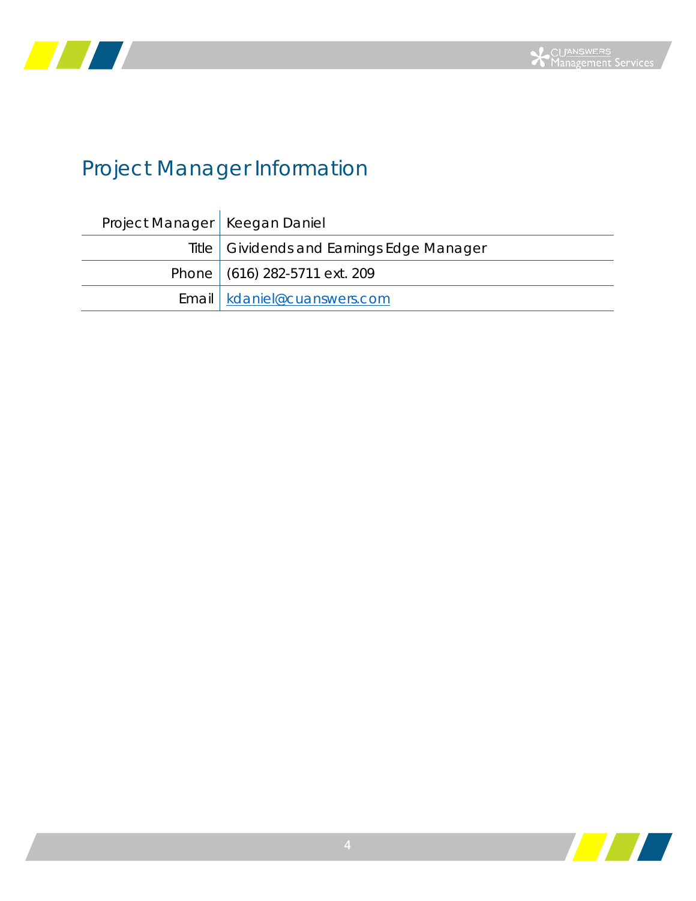# Project Manager Information

| | |
|---|---|
| Project Manager | Keegan Daniel |
| Title | Gividends and Earnings Edge Manager |
| Phone | (616) 282-5711 ext. 209 |
| Email | kdaniel@cuanswers.com |